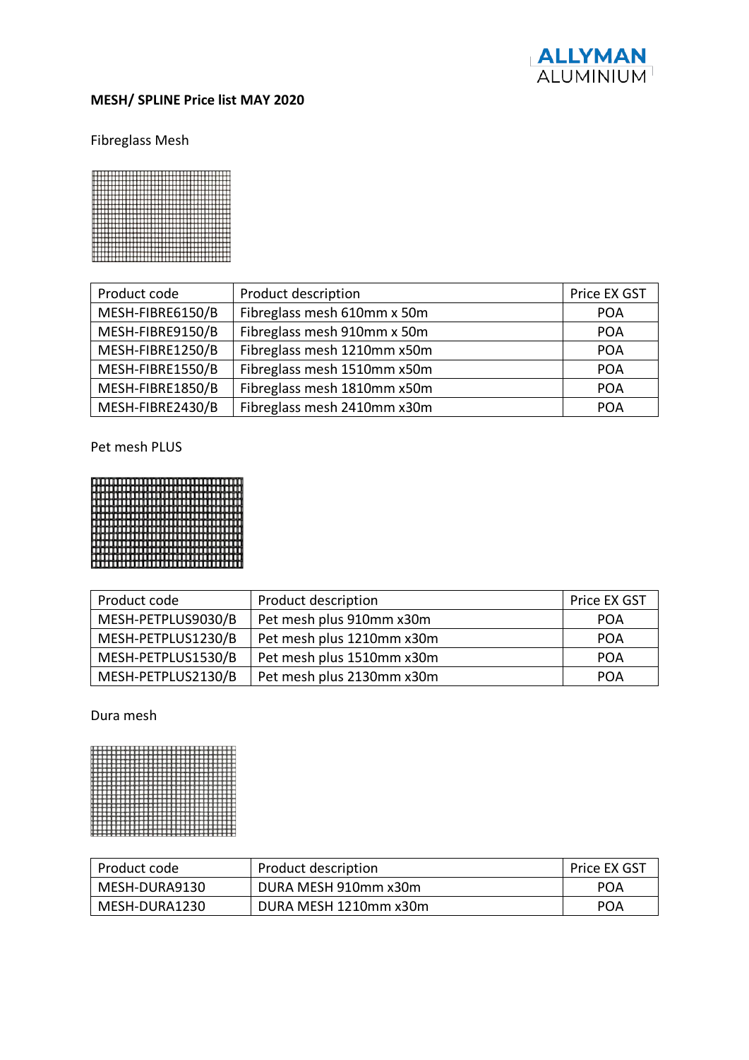ALLYMAN ALUMINIUM

**MESH/ SPLINE Price list MAY 2020**

Fibreglass Mesh

| Product code | Product description | Price EX GST |
|---|---|---|
| MESH-FIBRE6150/B | Fibreglass mesh 610mm x 50m | POA |
| MESH-FIBRE9150/B | Fibreglass mesh 910mm x 50m | POA |
| MESH-FIBRE1250/B | Fibreglass mesh 1210mm x50m | POA |
| MESH-FIBRE1550/B | Fibreglass mesh 1510mm x50m | POA |
| MESH-FIBRE1850/B | Fibreglass mesh 1810mm x50m | POA |
| MESH-FIBRE2430/B | Fibreglass mesh 2410mm x30m | POA |

Pet mesh PLUS

| Product code | Product description | Price EX GST |
|---|---|---|
| MESH-PETPLUS9030/B | Pet mesh plus 910mm x30m | POA |
| MESH-PETPLUS1230/B | Pet mesh plus 1210mm x30m | POA |
| MESH-PETPLUS1530/B | Pet mesh plus 1510mm x30m | POA |
| MESH-PETPLUS2130/B | Pet mesh plus 2130mm x30m | POA |

Dura mesh

| Product code | Product description | Price EX GST |
|---|---|---|
| MESH-DURA9130 | DURA MESH 910mm x30m | POA |
| MESH-DURA1230 | DURA MESH 1210mm x30m | POA |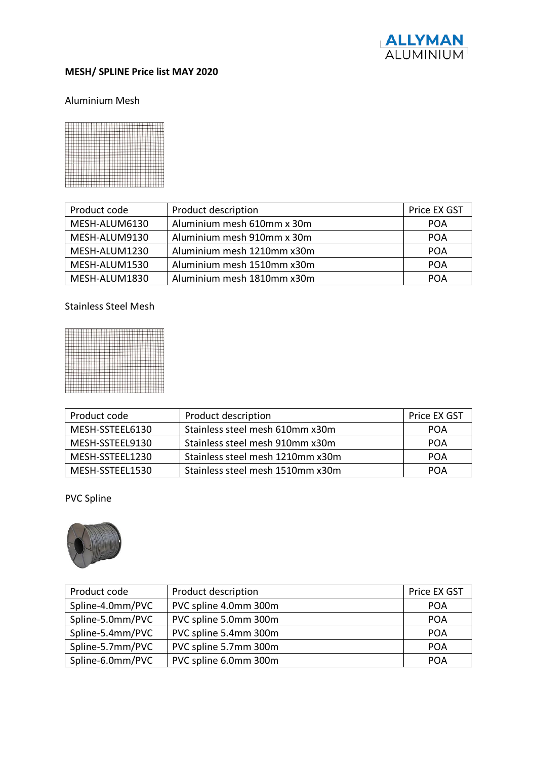**MESH/ SPLINE Price list MAY 2020**

Aluminium Mesh

| Product code | Product description | Price EX GST |
| --- | --- | --- |
| MESH-ALUM6130 | Aluminium mesh 610mm x 30m | POA |
| MESH-ALUM9130 | Aluminium mesh 910mm x 30m | POA |
| MESH-ALUM1230 | Aluminium mesh 1210mm x30m | POA |
| MESH-ALUM1530 | Aluminium mesh 1510mm x30m | POA |
| MESH-ALUM1830 | Aluminium mesh 1810mm x30m | POA |

Stainless Steel Mesh

| Product code | Product description | Price EX GST |
| --- | --- | --- |
| MESH-SSTEEL6130 | Stainless steel mesh 610mm x30m | POA |
| MESH-SSTEEL9130 | Stainless steel mesh 910mm x30m | POA |
| MESH-SSTEEL1230 | Stainless steel mesh 1210mm x30m | POA |
| MESH-SSTEEL1530 | Stainless steel mesh 1510mm x30m | POA |

PVC Spline

| Product code | Product description | Price EX GST |
| --- | --- | --- |
| Spline-4.0mm/PVC | PVC spline 4.0mm 300m | POA |
| Spline-5.0mm/PVC | PVC spline 5.0mm 300m | POA |
| Spline-5.4mm/PVC | PVC spline 5.4mm 300m | POA |
| Spline-5.7mm/PVC | PVC spline 5.7mm 300m | POA |
| Spline-6.0mm/PVC | PVC spline 6.0mm 300m | POA |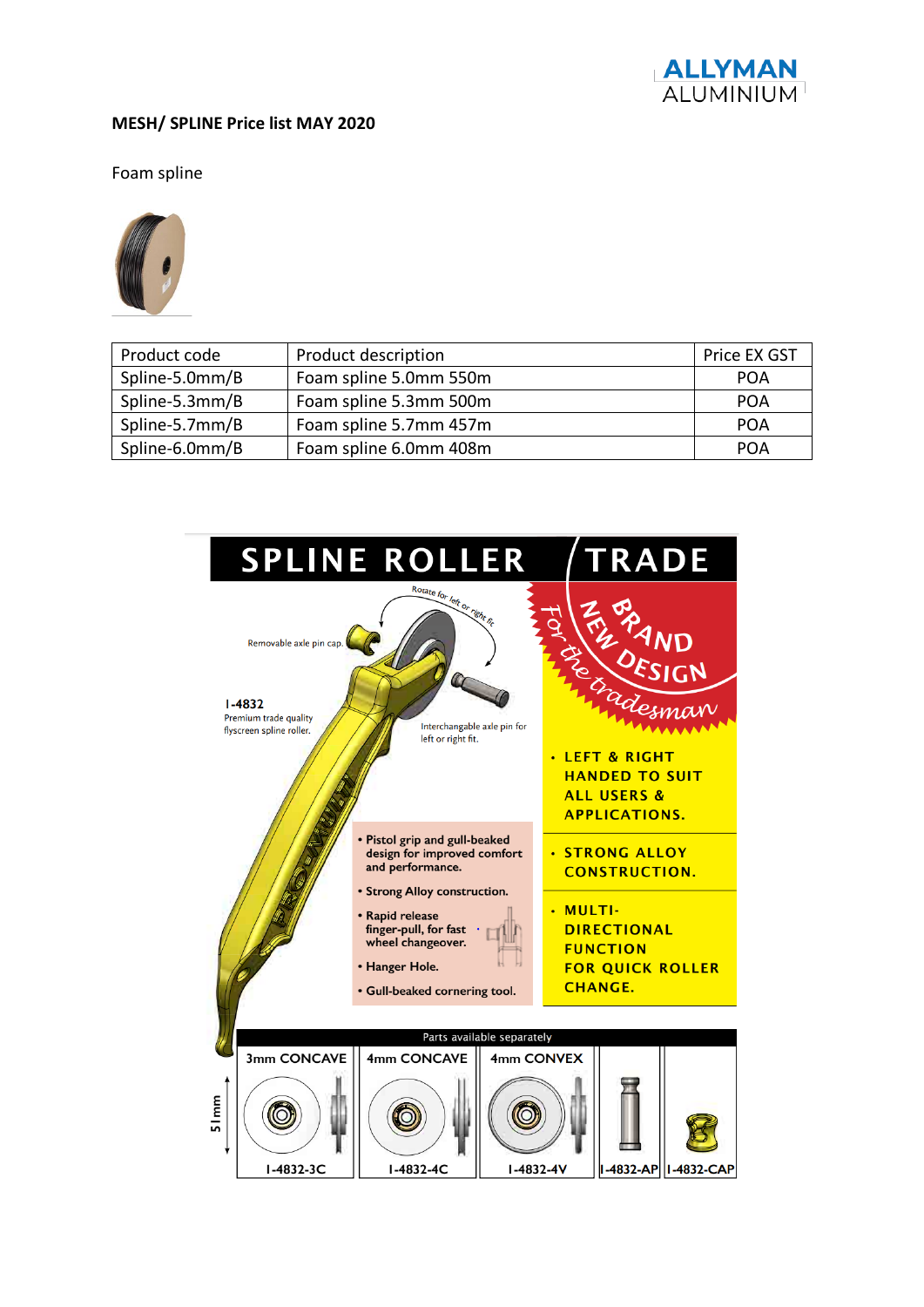ALLYMAN ALUMINIUM

**MESH/ SPLINE Price list MAY 2020**

Foam spline

| Product code | Product description | Price EX GST |
|---|---|---|
| Spline-5.0mm/B | Foam spline 5.0mm 550m | POA |
| Spline-5.3mm/B | Foam spline 5.3mm 500m | POA |
| Spline-5.7mm/B | Foam spline 5.7mm 457m | POA |
| Spline-6.0mm/B | Foam spline 6.0mm 408m | POA |

**SPLINE ROLLER** **TRADE**

BRAND NEW DESIGN

For the tradesman

Rotate for left or right fit

Removable axle pin cap.

**I-4832**
Premium trade quality flyscreen spline roller.

Interchangable axle pin for left or right fit.

- LEFT & RIGHT HANDED TO SUIT ALL USERS & APPLICATIONS.
- STRONG ALLOY CONSTRUCTION.
- MULTI-DIRECTIONAL FUNCTION FOR QUICK ROLLER CHANGE.

- Pistol grip and gull-beaked design for improved comfort and performance.
- Strong Alloy construction.
- Rapid release finger-pull, for fast wheel changeover.
- Hanger Hole.
- Gull-beaked cornering tool.

Parts available separately

| 3mm CONCAVE | 4mm CONCAVE | 4mm CONVEX | | |
|---|---|---|---|---|
| I-4832-3C | I-4832-4C | I-4832-4V | I-4832-AP | I-4832-CAP |

51mm